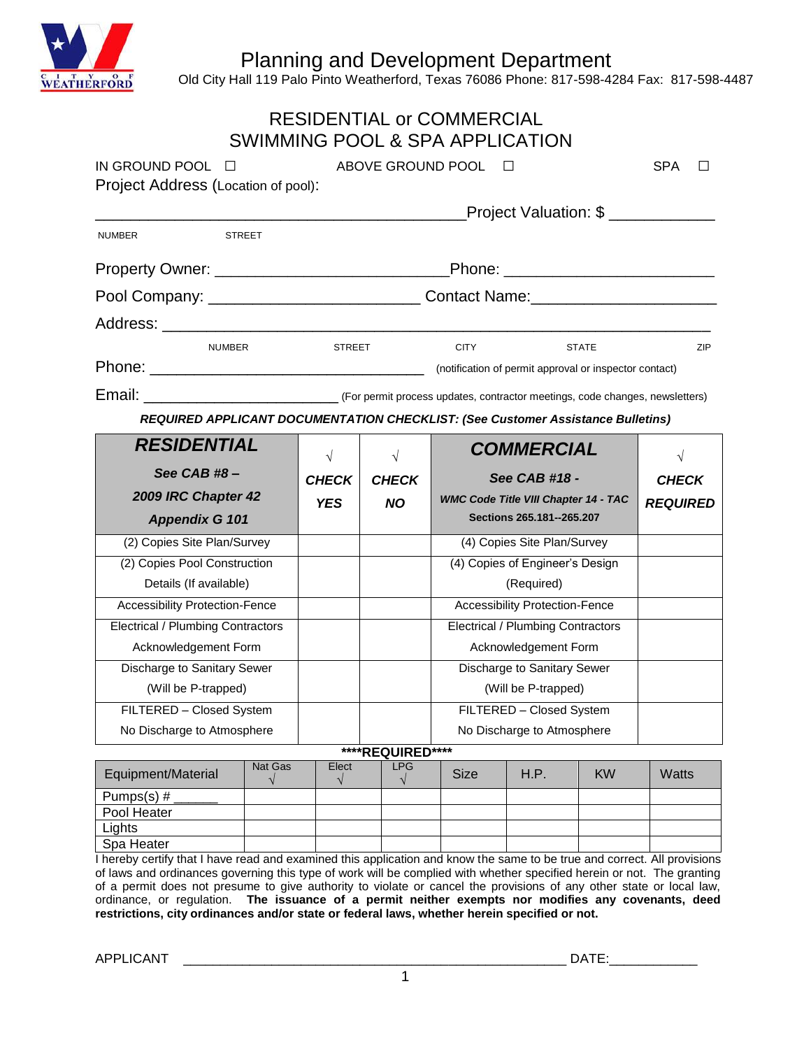# Planning and Development Department

Old City Hall 119 Palo Pinto Weatherford, Texas 76086 Phone: 817-598-4284 Fax: 817-598-4487

## RESIDENTIAL or COMMERCIAL SWIMMING POOL & SPA APPLICATION

IN GROUND POOL ☐ ABOVE GROUND POOL ☐ SPA ☐

Project Address (Location of pool):

_______________________________________________ Project Valuation: $ ___________

NUMBER STREET

Property Owner: __________________________ Phone: _______________________

Pool Company: _______________________ Contact Name: ____________________

Address: ____________________________________________________________

NUMBER STREET CITY STATE ZIP

Phone: _________________________________ (notification of permit approval or inspector contact)

Email: _______________________ (For permit process updates, contractor meetings, code changes, newsletters)

***REQUIRED APPLICANT DOCUMENTATION CHECKLIST: (See Customer Assistance Bulletins)***

| ***RESIDENTIAL*** ***See CAB #8 – 2009 IRC Chapter 42 Appendix G 101*** | √ ***CHECK YES*** | √ ***CHECK NO*** | ***COMMERCIAL*** ***See CAB #18 - WMC Code Title VIII Chapter 14 - TAC Sections 265.181--265.207*** | √ ***CHECK REQUIRED*** |
|---|---|---|---|---|
| (2) Copies Site Plan/Survey | | | (4) Copies Site Plan/Survey | |
| (2) Copies Pool Construction Details (If available) | | | (4) Copies of Engineer's Design (Required) | |
| Accessibility Protection-Fence | | | Accessibility Protection-Fence | |
| Electrical / Plumbing Contractors Acknowledgement Form | | | Electrical / Plumbing Contractors Acknowledgement Form | |
| Discharge to Sanitary Sewer (Will be P-trapped) | | | Discharge to Sanitary Sewer (Will be P-trapped) | |
| FILTERED – Closed System No Discharge to Atmosphere | | | FILTERED – Closed System No Discharge to Atmosphere | |

**\*\*\*\*REQUIRED\*\*\*\***

| Equipment/Material | Nat Gas √ | Elect √ | LPG √ | Size | H.P. | KW | Watts |
|---|---|---|---|---|---|---|---|
| Pumps(s) # ______ | | | | | | | |
| Pool Heater | | | | | | | |
| Lights | | | | | | | |
| Spa Heater | | | | | | | |

I hereby certify that I have read and examined this application and know the same to be true and correct. All provisions of laws and ordinances governing this type of work will be complied with whether specified herein or not. The granting of a permit does not presume to give authority to violate or cancel the provisions of any other state or local law, ordinance, or regulation. **The issuance of a permit neither exempts nor modifies any covenants, deed restrictions, city ordinances and/or state or federal laws, whether herein specified or not.**

APPLICANT _______________________________________________ DATE: ___________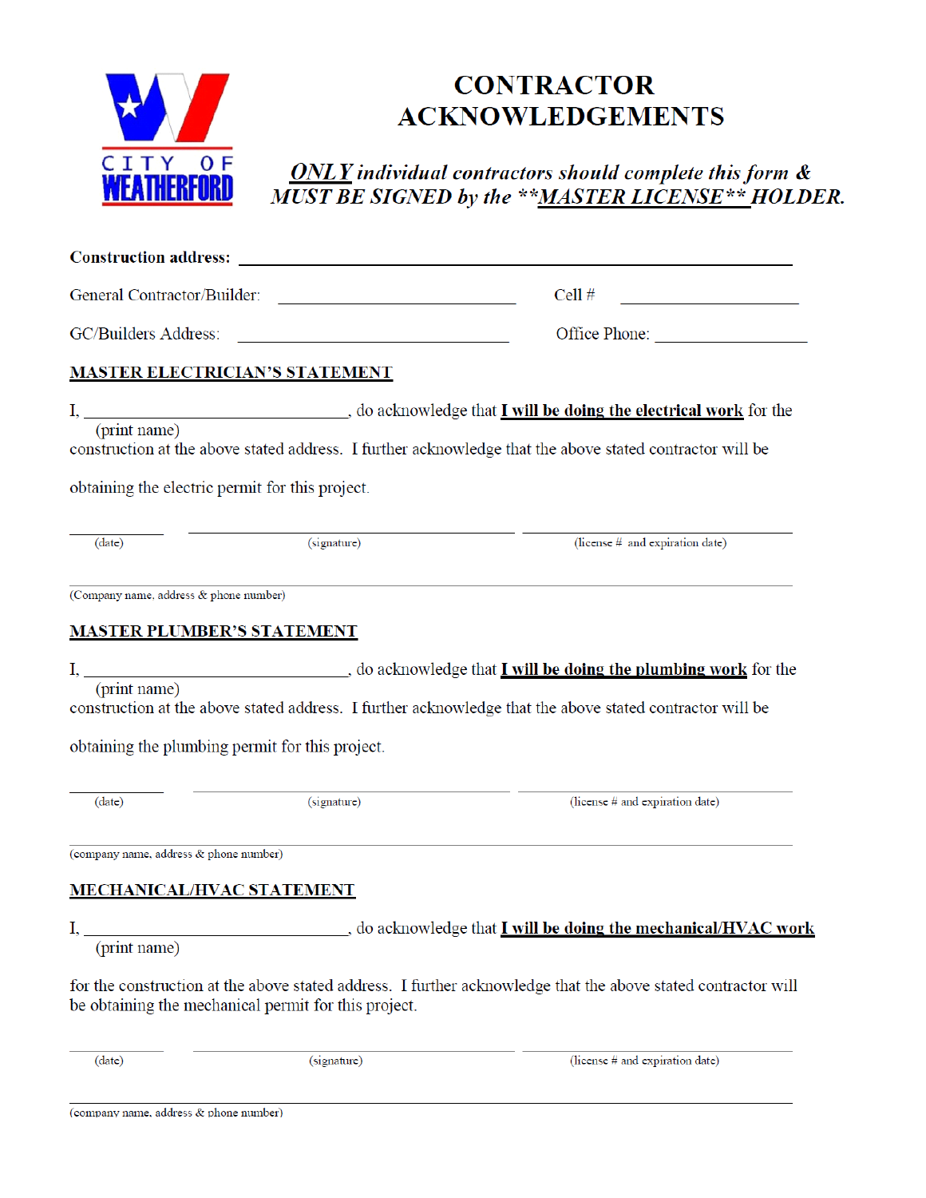CITY OF WEATHERFORD

# CONTRACTOR ACKNOWLEDGEMENTS

***ONLY** individual contractors should complete this form & MUST BE SIGNED by the **MASTER LICENSE** HOLDER.*

**Construction address:** ______________________________________________

General Contractor/Builder: ____________________________ Cell # ____________________

GC/Builders Address: ____________________________ Office Phone: ____________________

## MASTER ELECTRICIAN'S STATEMENT

I, ______________________________, do acknowledge that **I will be doing the electrical work** for the
(print name)
construction at the above stated address. I further acknowledge that the above stated contractor will be obtaining the electric permit for this project.

__________ (date) ______________________________ (signature) ______________________________ (license # and expiration date)

______________________________________________
(Company name, address & phone number)

## MASTER PLUMBER'S STATEMENT

I, ______________________________, do acknowledge that **I will be doing the plumbing work** for the
(print name)
construction at the above stated address. I further acknowledge that the above stated contractor will be obtaining the plumbing permit for this project.

__________ (date) ______________________________ (signature) ______________________________ (license # and expiration date)

______________________________________________
(company name, address & phone number)

## MECHANICAL/HVAC STATEMENT

I, ______________________________, do acknowledge that **I will be doing the mechanical/HVAC work**
(print name)

for the construction at the above stated address. I further acknowledge that the above stated contractor will be obtaining the mechanical permit for this project.

__________ (date) ______________________________ (signature) ______________________________ (license # and expiration date)

______________________________________________
(company name, address & phone number)